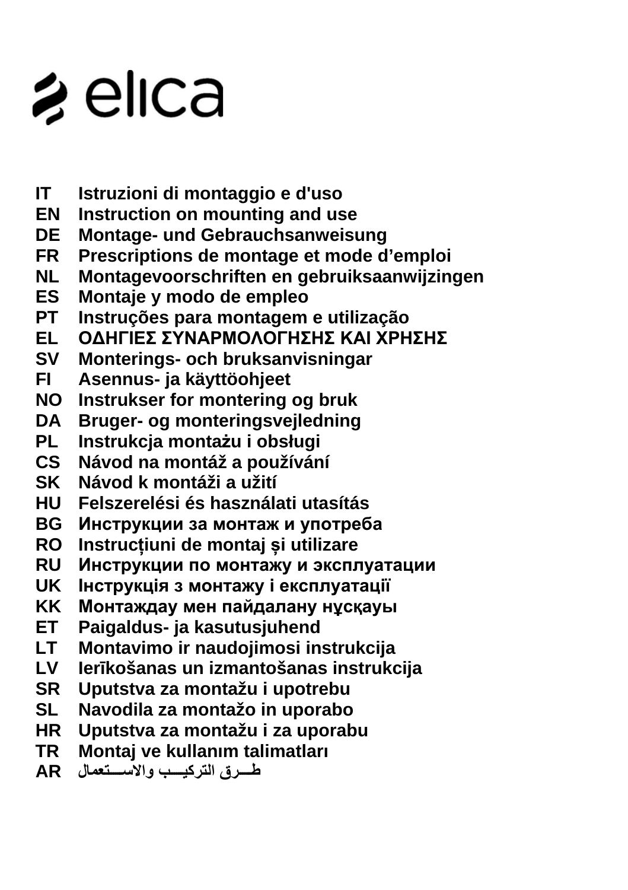elica

| | |
|---|---|
| IT | Istruzioni di montaggio e d'uso |
| EN | Instruction on mounting and use |
| DE | Montage- und Gebrauchsanweisung |
| FR | Prescriptions de montage et mode d’emploi |
| NL | Montagevoorschriften en gebruiksaanwijzingen |
| ES | Montaje y modo de empleo |
| PT | Instruções para montagem e utilização |
| EL | ΟΔΗΓΙΕΣ ΣΥΝΑΡΜΟΛΟΓΗΣΗΣ ΚΑΙ ΧΡΗΣΗΣ |
| SV | Monterings- och bruksanvisningar |
| FI | Asennus- ja käyttöohjeet |
| NO | Instrukser for montering og bruk |
| DA | Bruger- og monteringsvejledning |
| PL | Instrukcja montażu i obsługi |
| CS | Návod na montáž a používání |
| SK | Návod k montáži a užití |
| HU | Felszerelési és használati utasítás |
| BG | Инструкции за монтаж и употреба |
| RO | Instrucțiuni de montaj și utilizare |
| RU | Инструкции по монтажу и эксплуатации |
| UK | Інструкція з монтажу і експлуатації |
| KK | Монтаждау мен пайдалану нұсқауы |
| ET | Paigaldus- ja kasutusjuhend |
| LT | Montavimo ir naudojimosi instrukcija |
| LV | Ierīkošanas un izmantošanas instrukcija |
| SR | Uputstva za montažu i upotrebu |
| SL | Navodila za montažo in uporabo |
| HR | Uputstva za montažu i za uporabu |
| TR | Montaj ve kullanım talimatları |
| AR | طـــرق التركيـــب والاســـتعمال |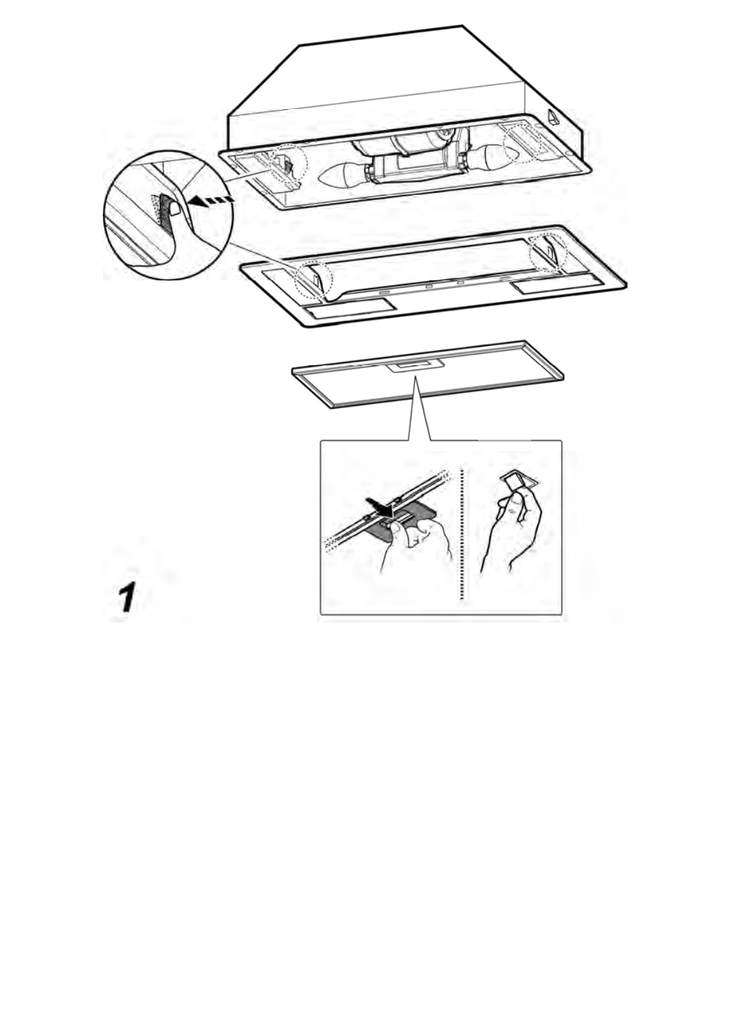1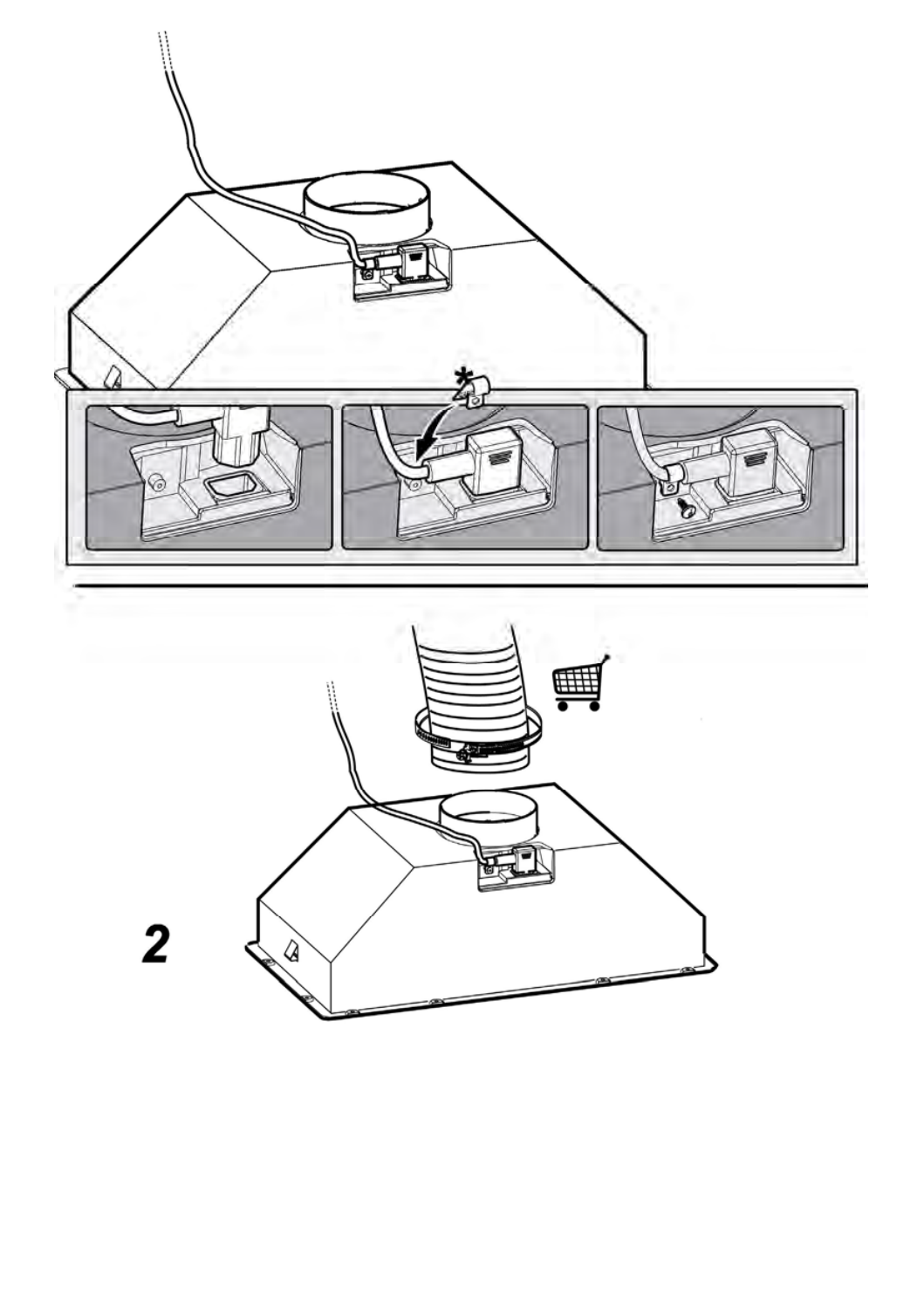2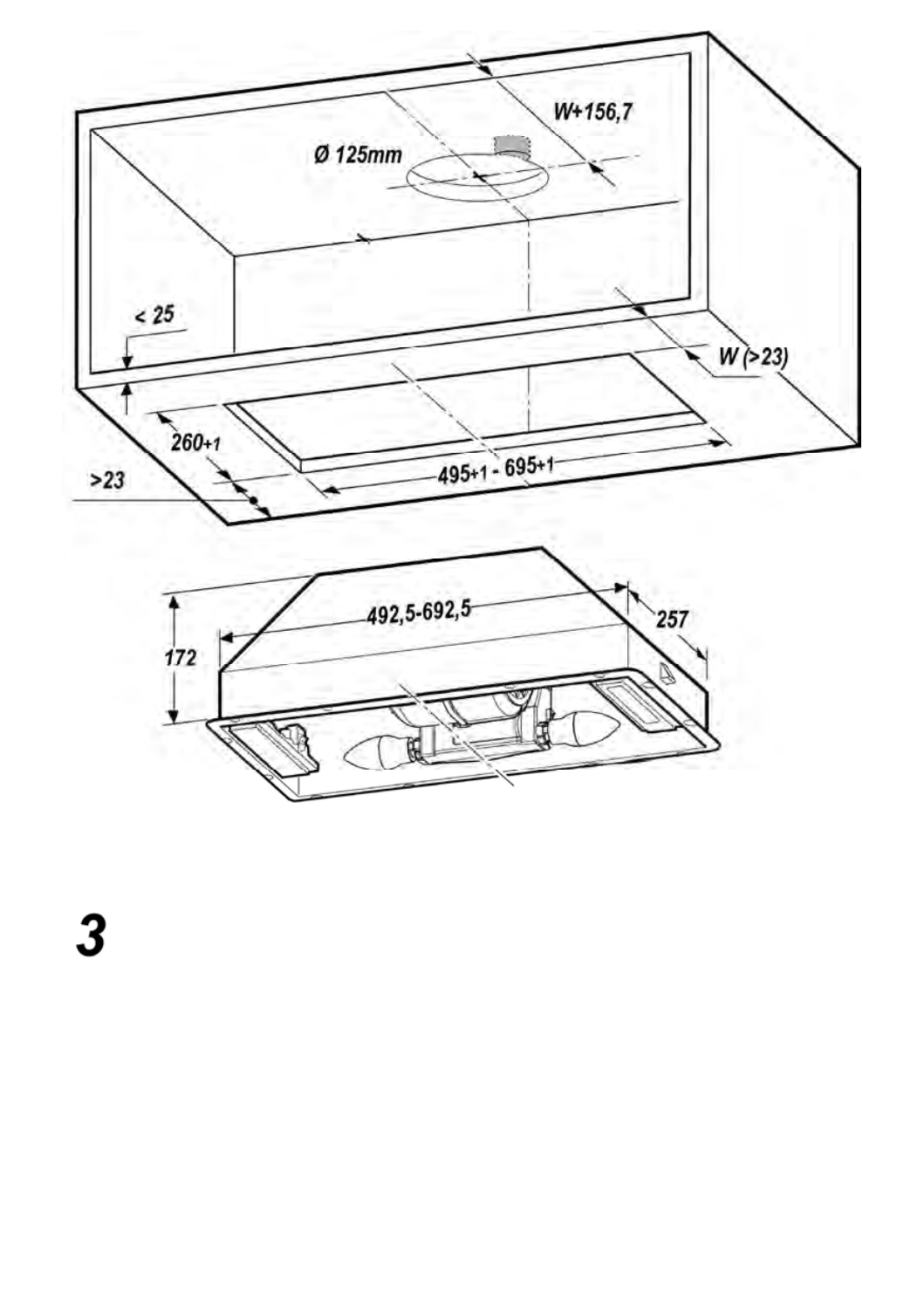W+156,7

Ø 125mm

< 25

W (>23)

260+1

>23

495+1 - 695+1

492,5-692,5

257

172

# 3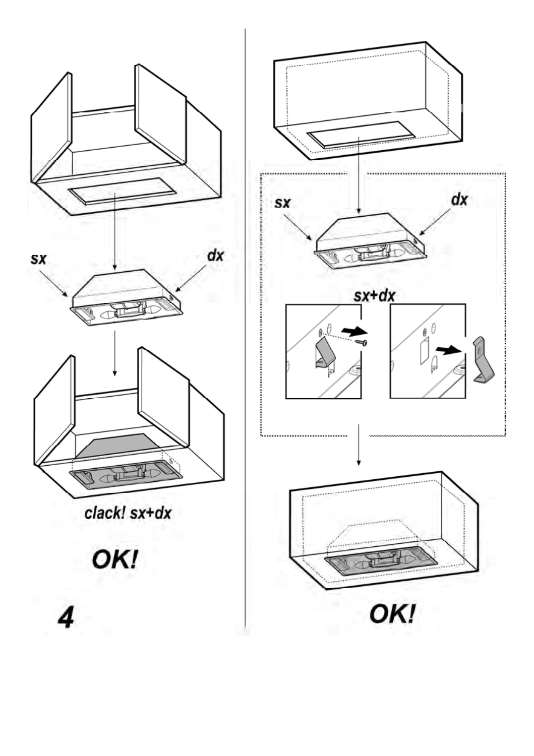sx

dx

clack! sx+dx

**OK!**

**4**

sx

dx

sx+dx

**OK!**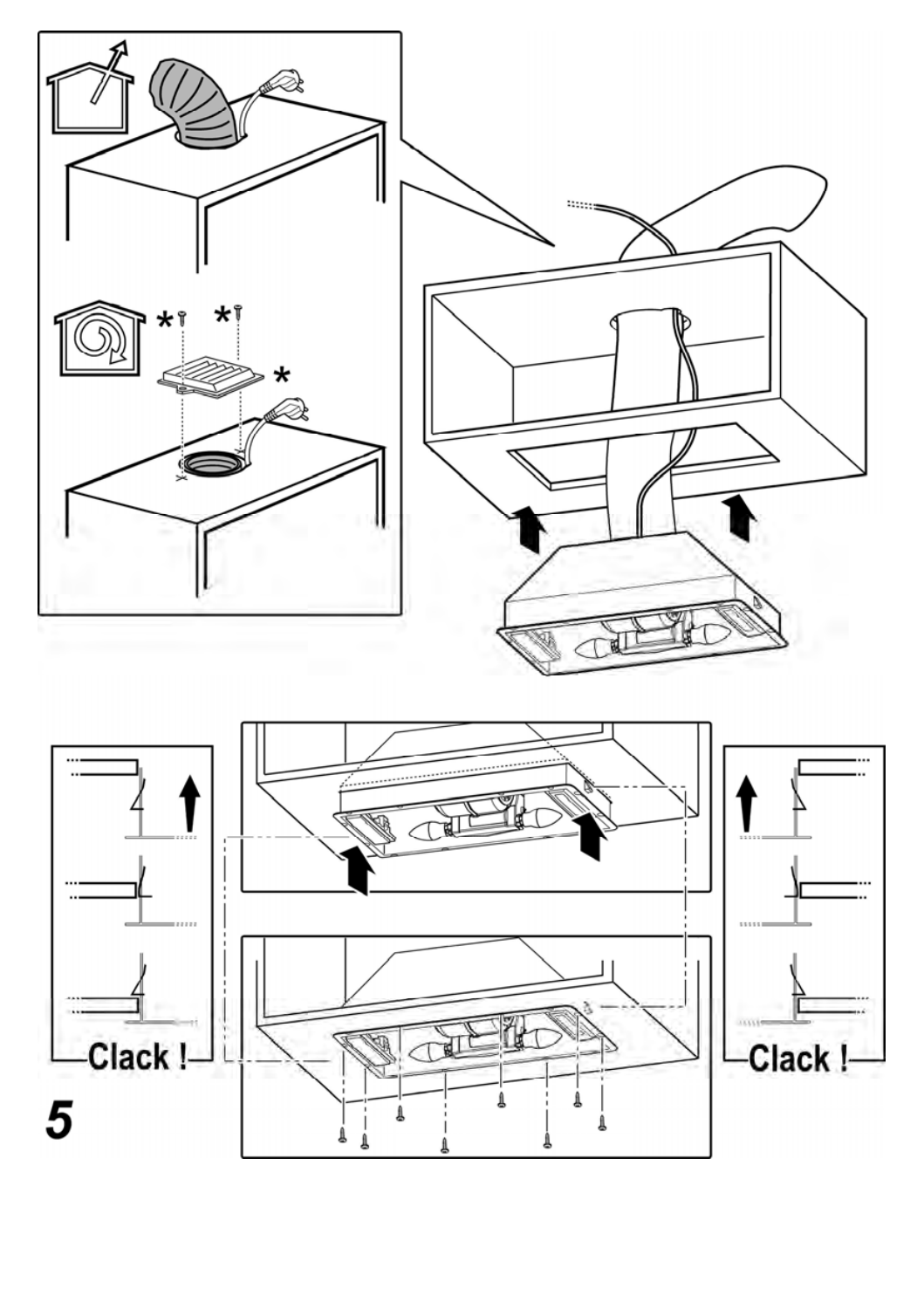Clack !

Clack !

5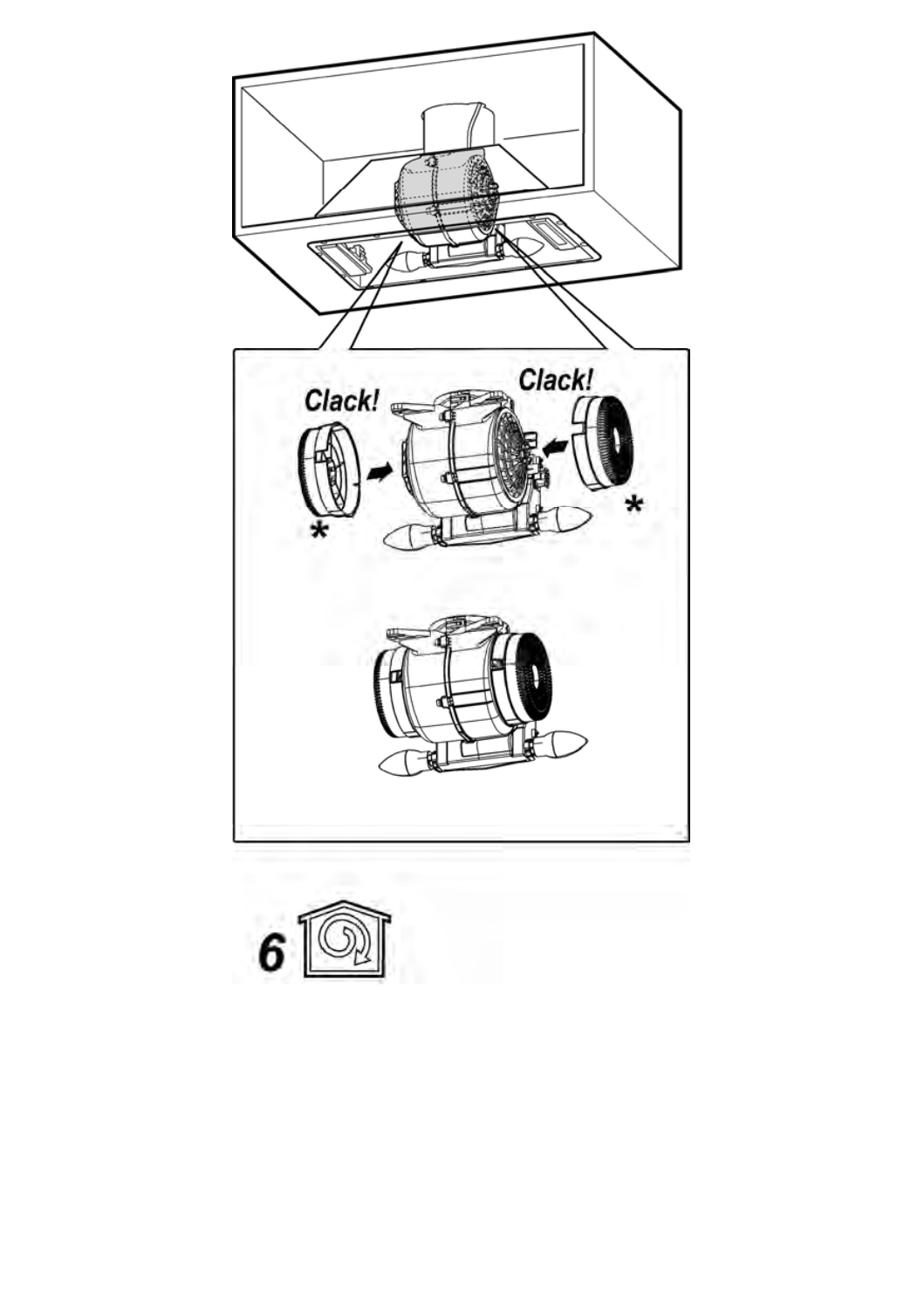Clack! Clack!

* *

6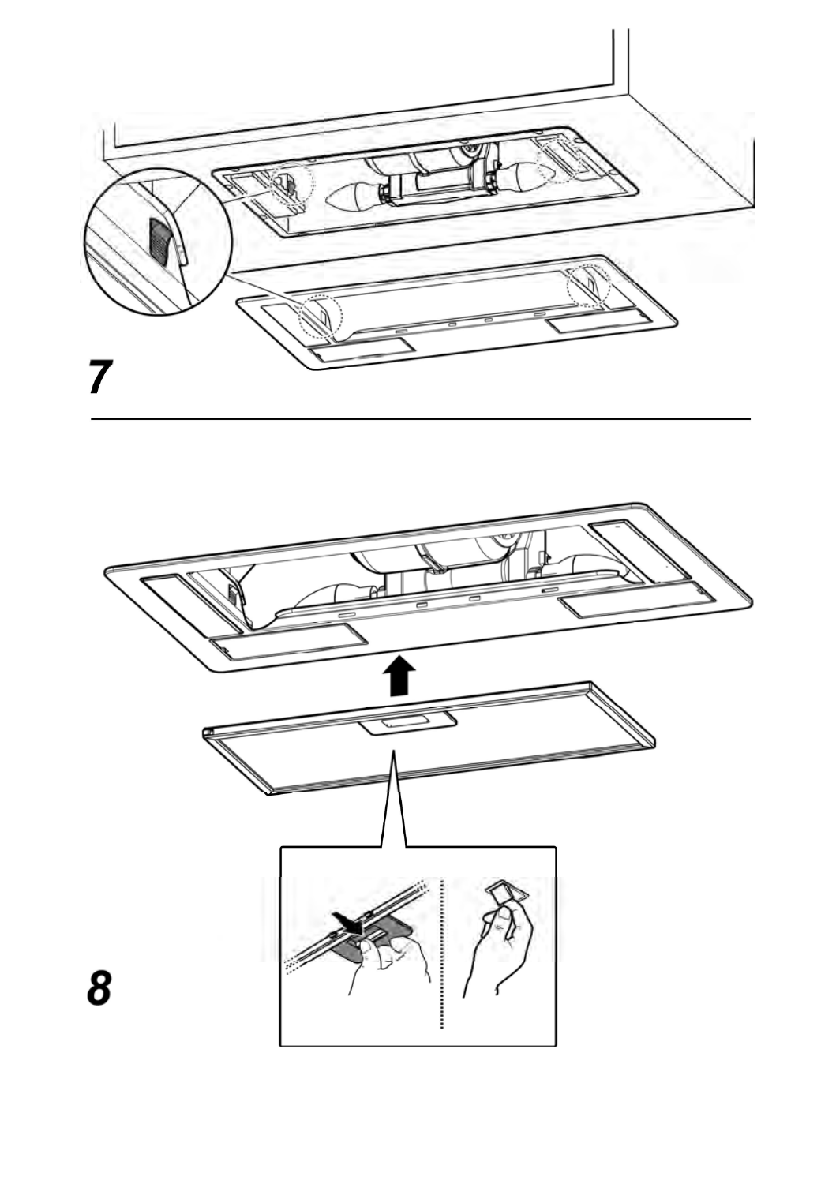7

8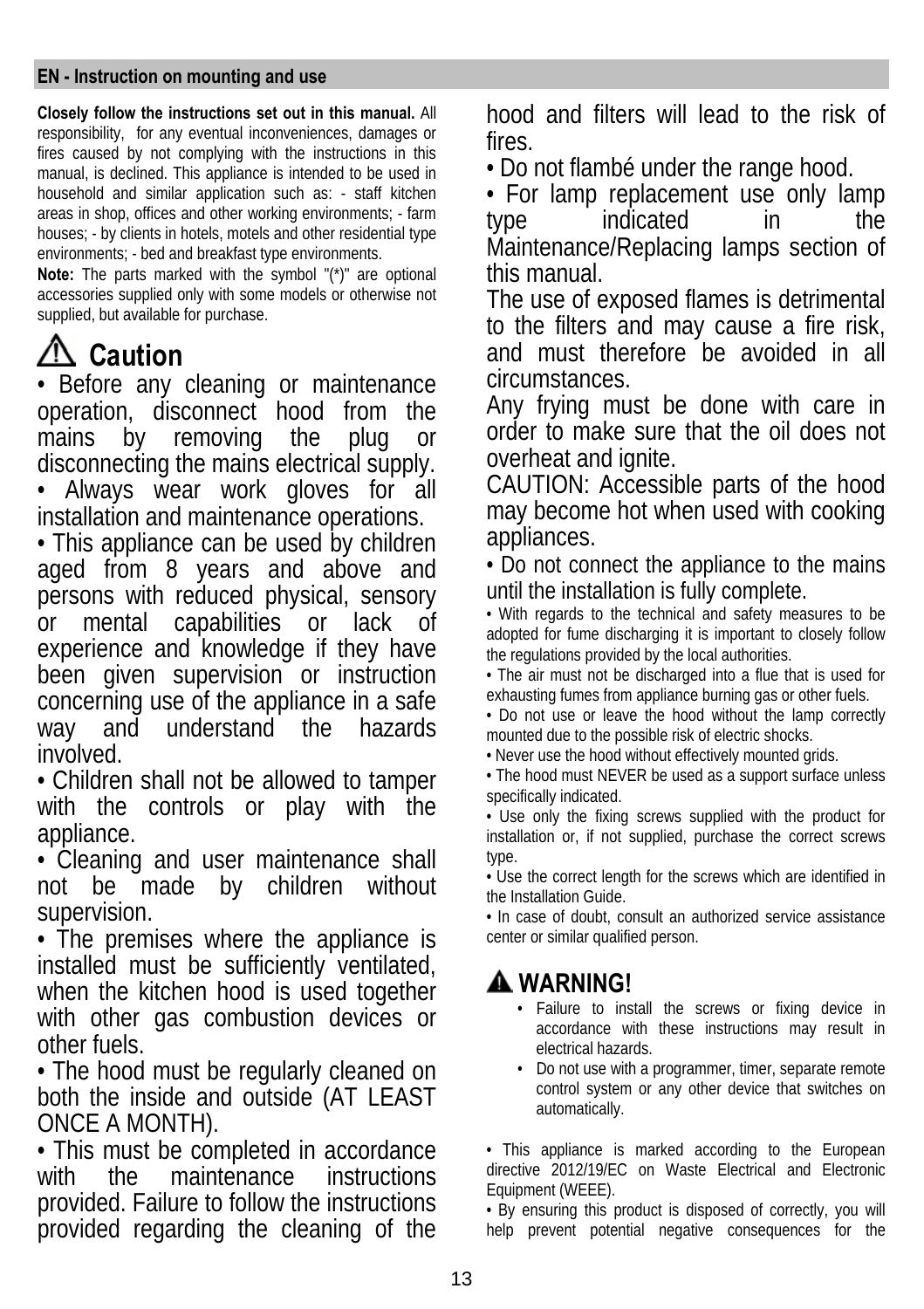## EN - Instruction on mounting and use

**Closely follow the instructions set out in this manual.** All responsibility, for any eventual inconveniences, damages or fires caused by not complying with the instructions in this manual, is declined. This appliance is intended to be used in household and similar application such as: - staff kitchen areas in shop, offices and other working environments; - farm houses; - by clients in hotels, motels and other residential type environments; - bed and breakfast type environments.

**Note:** The parts marked with the symbol "(*)" are optional accessories supplied only with some models or otherwise not supplied, but available for purchase.

### ⚠ Caution

- Before any cleaning or maintenance operation, disconnect hood from the mains by removing the plug or disconnecting the mains electrical supply.
- Always wear work gloves for all installation and maintenance operations.
- This appliance can be used by children aged from 8 years and above and persons with reduced physical, sensory or mental capabilities or lack of experience and knowledge if they have been given supervision or instruction concerning use of the appliance in a safe way and understand the hazards involved.
- Children shall not be allowed to tamper with the controls or play with the appliance.
- Cleaning and user maintenance shall not be made by children without supervision.
- The premises where the appliance is installed must be sufficiently ventilated, when the kitchen hood is used together with other gas combustion devices or other fuels.
- The hood must be regularly cleaned on both the inside and outside (AT LEAST ONCE A MONTH).
- This must be completed in accordance with the maintenance instructions provided. Failure to follow the instructions provided regarding the cleaning of the hood and filters will lead to the risk of fires.
- Do not flambé under the range hood.
- For lamp replacement use only lamp type indicated in the Maintenance/Replacing lamps section of this manual.

The use of exposed flames is detrimental to the filters and may cause a fire risk, and must therefore be avoided in all circumstances.

Any frying must be done with care in order to make sure that the oil does not overheat and ignite.

CAUTION: Accessible parts of the hood may become hot when used with cooking appliances.

- Do not connect the appliance to the mains until the installation is fully complete.
- With regards to the technical and safety measures to be adopted for fume discharging it is important to closely follow the regulations provided by the local authorities.
- The air must not be discharged into a flue that is used for exhausting fumes from appliance burning gas or other fuels.
- Do not use or leave the hood without the lamp correctly mounted due to the possible risk of electric shocks.
- Never use the hood without effectively mounted grids.
- The hood must NEVER be used as a support surface unless specifically indicated.
- Use only the fixing screws supplied with the product for installation or, if not supplied, purchase the correct screws type.
- Use the correct length for the screws which are identified in the Installation Guide.
- In case of doubt, consult an authorized service assistance center or similar qualified person.

### ⚠ WARNING!

- Failure to install the screws or fixing device in accordance with these instructions may result in electrical hazards.
- Do not use with a programmer, timer, separate remote control system or any other device that switches on automatically.

- This appliance is marked according to the European directive 2012/19/EC on Waste Electrical and Electronic Equipment (WEEE).
- By ensuring this product is disposed of correctly, you will help prevent potential negative consequences for the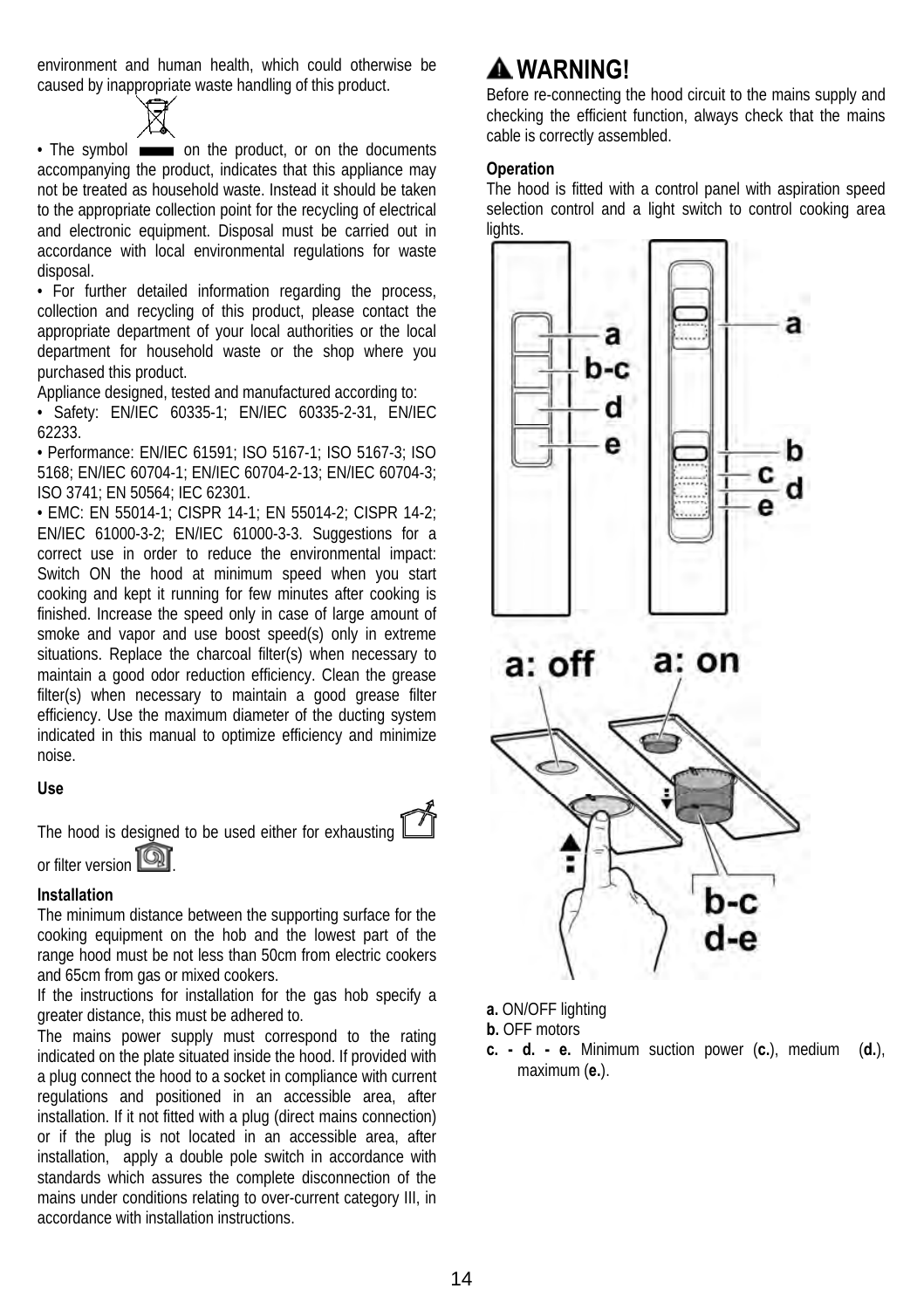environment and human health, which could otherwise be caused by inappropriate waste handling of this product.

• The symbol on the product, or on the documents accompanying the product, indicates that this appliance may not be treated as household waste. Instead it should be taken to the appropriate collection point for the recycling of electrical and electronic equipment. Disposal must be carried out in accordance with local environmental regulations for waste disposal.

• For further detailed information regarding the process, collection and recycling of this product, please contact the appropriate department of your local authorities or the local department for household waste or the shop where you purchased this product.

Appliance designed, tested and manufactured according to:

• Safety: EN/IEC 60335-1; EN/IEC 60335-2-31, EN/IEC 62233.

• Performance: EN/IEC 61591; ISO 5167-1; ISO 5167-3; ISO 5168; EN/IEC 60704-1; EN/IEC 60704-2-13; EN/IEC 60704-3; ISO 3741; EN 50564; IEC 62301.

• EMC: EN 55014-1; CISPR 14-1; EN 55014-2; CISPR 14-2; EN/IEC 61000-3-2; EN/IEC 61000-3-3. Suggestions for a correct use in order to reduce the environmental impact: Switch ON the hood at minimum speed when you start cooking and kept it running for few minutes after cooking is finished. Increase the speed only in case of large amount of smoke and vapor and use boost speed(s) only in extreme situations. Replace the charcoal filter(s) when necessary to maintain a good odor reduction efficiency. Clean the grease filter(s) when necessary to maintain a good grease filter efficiency. Use the maximum diameter of the ducting system indicated in this manual to optimize efficiency and minimize noise.

**Use**

The hood is designed to be used either for exhausting or filter version .

**Installation**

The minimum distance between the supporting surface for the cooking equipment on the hob and the lowest part of the range hood must be not less than 50cm from electric cookers and 65cm from gas or mixed cookers.

If the instructions for installation for the gas hob specify a greater distance, this must be adhered to.

The mains power supply must correspond to the rating indicated on the plate situated inside the hood. If provided with a plug connect the hood to a socket in compliance with current regulations and positioned in an accessible area, after installation. If it not fitted with a plug (direct mains connection) or if the plug is not located in an accessible area, after installation, apply a double pole switch in accordance with standards which assures the complete disconnection of the mains under conditions relating to over-current category III, in accordance with installation instructions.

## ⚠ WARNING!

Before re-connecting the hood circuit to the mains supply and checking the efficient function, always check that the mains cable is correctly assembled.

**Operation**

The hood is fitted with a control panel with aspiration speed selection control and a light switch to control cooking area lights.

**a.** ON/OFF lighting

**b.** OFF motors

**c. - d. - e.** Minimum suction power (**c.**), medium (**d.**), maximum (**e.**).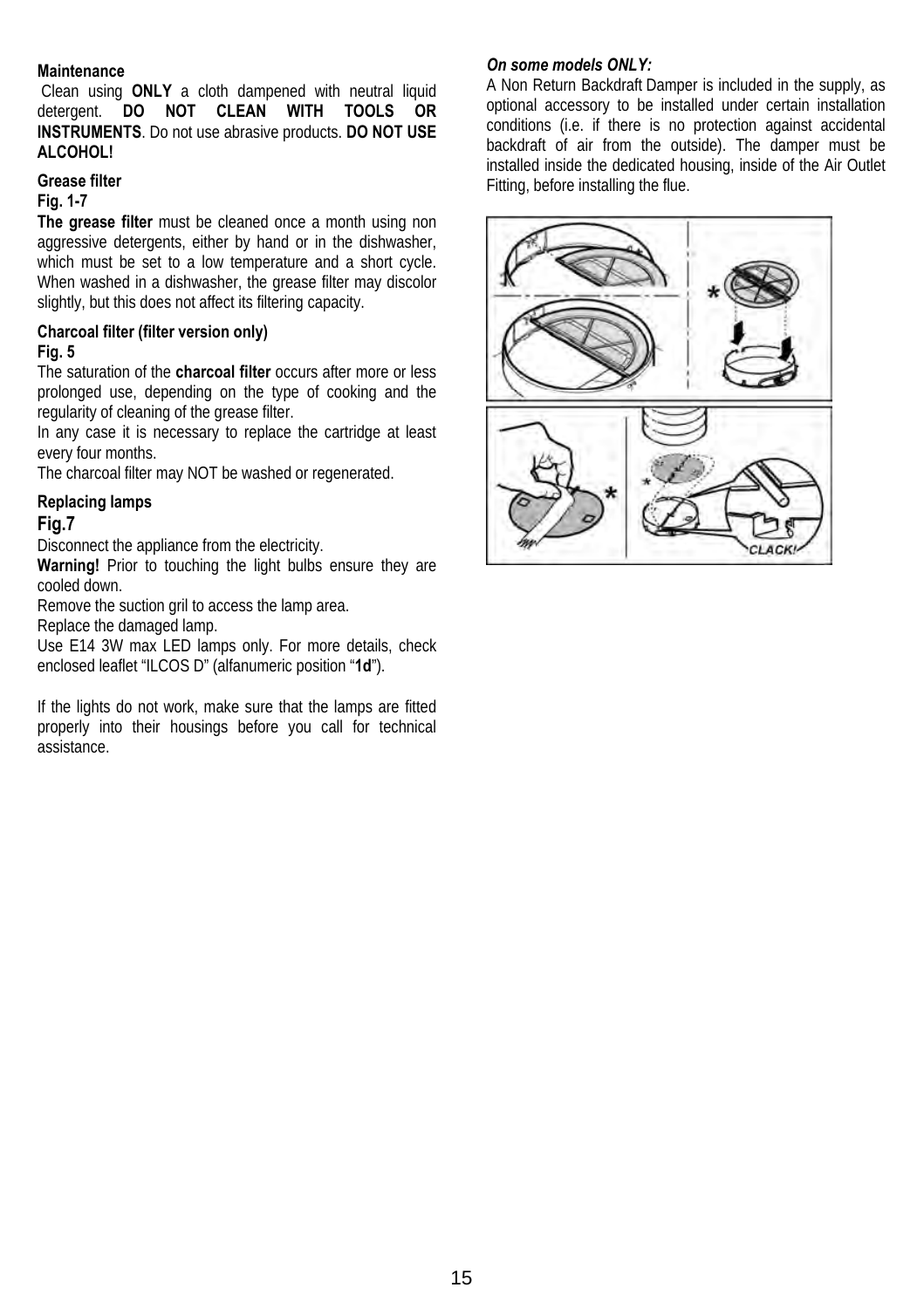**Maintenance**

Clean using **ONLY** a cloth dampened with neutral liquid detergent. **DO NOT CLEAN WITH TOOLS OR INSTRUMENTS**. Do not use abrasive products. **DO NOT USE ALCOHOL!**

**Grease filter**

**Fig. 1-7**

**The grease filter** must be cleaned once a month using non aggressive detergents, either by hand or in the dishwasher, which must be set to a low temperature and a short cycle. When washed in a dishwasher, the grease filter may discolor slightly, but this does not affect its filtering capacity.

**Charcoal filter (filter version only)**

**Fig. 5**

The saturation of the **charcoal filter** occurs after more or less prolonged use, depending on the type of cooking and the regularity of cleaning of the grease filter.

In any case it is necessary to replace the cartridge at least every four months.

The charcoal filter may NOT be washed or regenerated.

**Replacing lamps**

**Fig.7**

Disconnect the appliance from the electricity.

**Warning!** Prior to touching the light bulbs ensure they are cooled down.

Remove the suction gril to access the lamp area.

Replace the damaged lamp.

Use E14 3W max LED lamps only. For more details, check enclosed leaflet "ILCOS D" (alfanumeric position "**1d**").

If the lights do not work, make sure that the lamps are fitted properly into their housings before you call for technical assistance.

***On some models ONLY:***

A Non Return Backdraft Damper is included in the supply, as optional accessory to be installed under certain installation conditions (i.e. if there is no protection against accidental backdraft of air from the outside). The damper must be installed inside the dedicated housing, inside of the Air Outlet Fitting, before installing the flue.

CLACK!